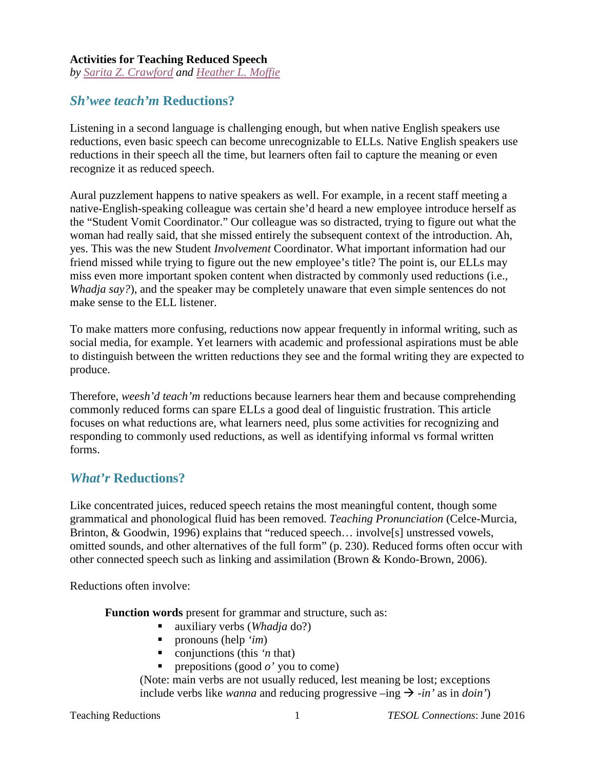**Activities for Teaching Reduced Speech**
*by Sarita Z. Crawford and Heather L. Moffie*

## *Sh'wee teach'm* Reductions?

Listening in a second language is challenging enough, but when native English speakers use reductions, even basic speech can become unrecognizable to ELLs. Native English speakers use reductions in their speech all the time, but learners often fail to capture the meaning or even recognize it as reduced speech.

Aural puzzlement happens to native speakers as well. For example, in a recent staff meeting a native-English-speaking colleague was certain she'd heard a new employee introduce herself as the "Student Vomit Coordinator." Our colleague was so distracted, trying to figure out what the woman had really said, that she missed entirely the subsequent context of the introduction. Ah, yes. This was the new Student *Involvement* Coordinator. What important information had our friend missed while trying to figure out the new employee's title? The point is, our ELLs may miss even more important spoken content when distracted by commonly used reductions (i.e., *Whadja say?*), and the speaker may be completely unaware that even simple sentences do not make sense to the ELL listener.

To make matters more confusing, reductions now appear frequently in informal writing, such as social media, for example. Yet learners with academic and professional aspirations must be able to distinguish between the written reductions they see and the formal writing they are expected to produce.

Therefore, *weesh'd teach'm* reductions because learners hear them and because comprehending commonly reduced forms can spare ELLs a good deal of linguistic frustration. This article focuses on what reductions are, what learners need, plus some activities for recognizing and responding to commonly used reductions, as well as identifying informal vs formal written forms.

## *What'r* Reductions?

Like concentrated juices, reduced speech retains the most meaningful content, though some grammatical and phonological fluid has been removed. *Teaching Pronunciation* (Celce-Murcia, Brinton, & Goodwin, 1996) explains that "reduced speech… involve[s] unstressed vowels, omitted sounds, and other alternatives of the full form" (p. 230). Reduced forms often occur with other connected speech such as linking and assimilation (Brown & Kondo-Brown, 2006).

Reductions often involve:

**Function words** present for grammar and structure, such as:

- auxiliary verbs (*Whadja* do?)
- pronouns (help *'im*)
- conjunctions (this *'n* that)
- prepositions (good *o'* you to come)

(Note: main verbs are not usually reduced, lest meaning be lost; exceptions include verbs like *wanna* and reducing progressive –ing → *-in'* as in *doin'*)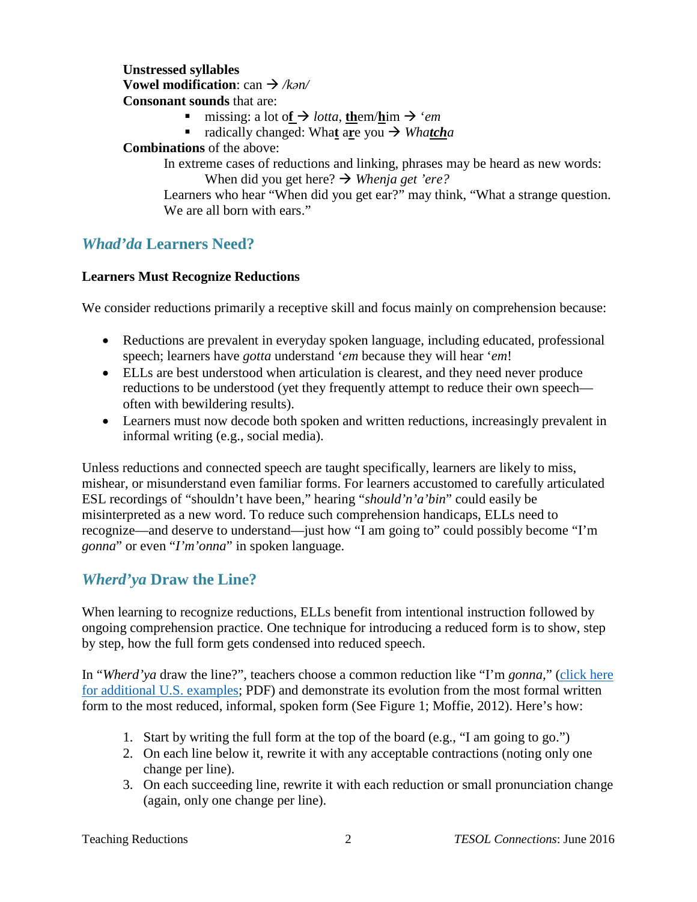**Unstressed syllables**
**Vowel modification**: can → */kən/*
**Consonant sounds** that are:

- missing: a lot o**f** → *lotta*, **th**em/**h**im → *'em*
- radically changed: Wha**t** a**r**e you → *Wha**tch**a*

**Combinations** of the above:

In extreme cases of reductions and linking, phrases may be heard as new words:
When did you get here? → *Whenja get 'ere?*
Learners who hear "When did you get ear?" may think, "What a strange question. We are all born with ears."

## *Whad'da* Learners Need?

### Learners Must Recognize Reductions

We consider reductions primarily a receptive skill and focus mainly on comprehension because:

- Reductions are prevalent in everyday spoken language, including educated, professional speech; learners have *gotta* understand *'em* because they will hear *'em*!
- ELLs are best understood when articulation is clearest, and they need never produce reductions to be understood (yet they frequently attempt to reduce their own speech—often with bewildering results).
- Learners must now decode both spoken and written reductions, increasingly prevalent in informal writing (e.g., social media).

Unless reductions and connected speech are taught specifically, learners are likely to miss, mishear, or misunderstand even familiar forms. For learners accustomed to carefully articulated ESL recordings of "shouldn't have been," hearing "*should'n'a'bin*" could easily be misinterpreted as a new word. To reduce such comprehension handicaps, ELLs need to recognize—and deserve to understand—just how "I am going to" could possibly become "I'm *gonna*" or even "*I'm'onna*" in spoken language.

## *Wherd'ya* Draw the Line?

When learning to recognize reductions, ELLs benefit from intentional instruction followed by ongoing comprehension practice. One technique for introducing a reduced form is to show, step by step, how the full form gets condensed into reduced speech.

In "*Wherd'ya* draw the line?", teachers choose a common reduction like "I'm *gonna,*" (click here for additional U.S. examples; PDF) and demonstrate its evolution from the most formal written form to the most reduced, informal, spoken form (See Figure 1; Moffie, 2012). Here's how:

1. Start by writing the full form at the top of the board (e.g., "I am going to go.")
2. On each line below it, rewrite it with any acceptable contractions (noting only one change per line).
3. On each succeeding line, rewrite it with each reduction or small pronunciation change (again, only one change per line).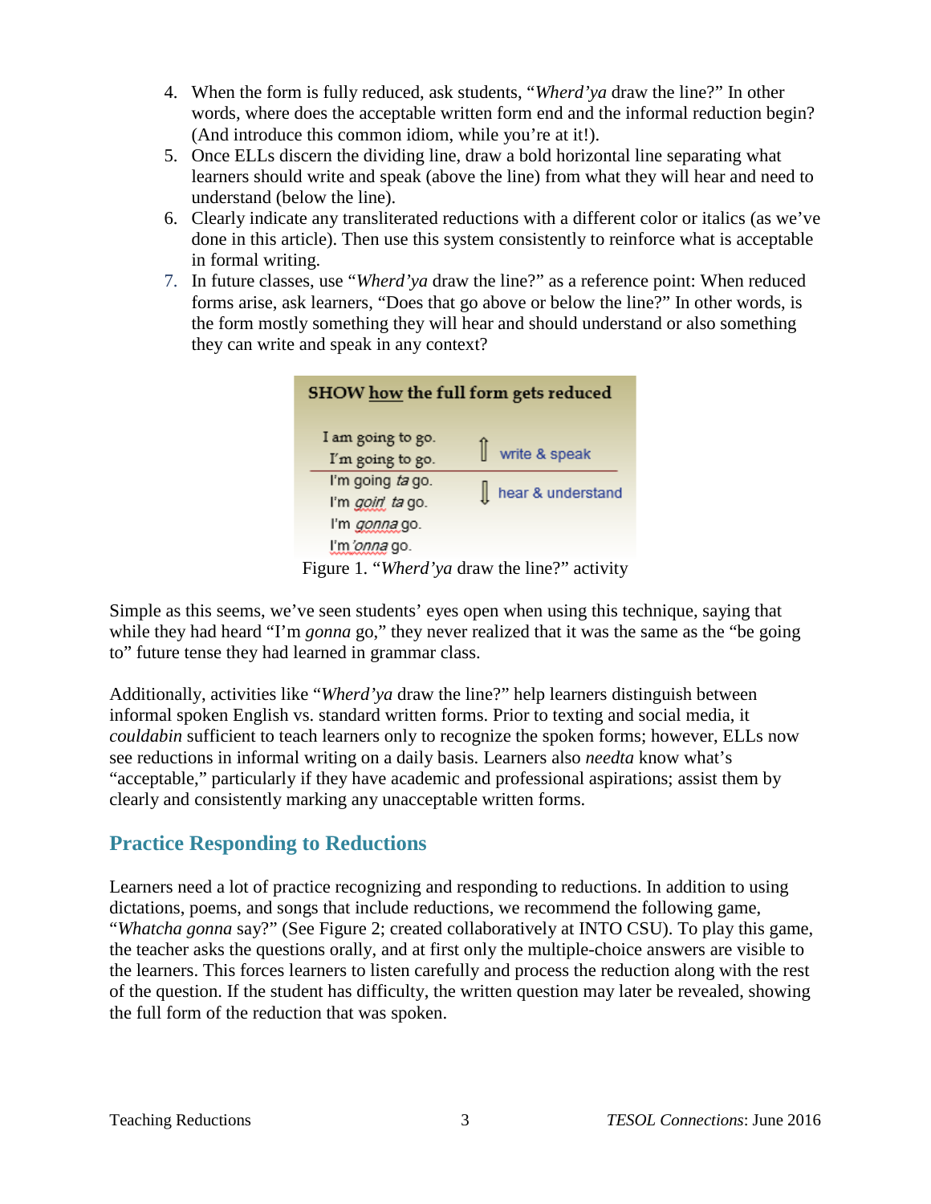4. When the form is fully reduced, ask students, "*Wherd'ya* draw the line?" In other words, where does the acceptable written form end and the informal reduction begin? (And introduce this common idiom, while you're at it!).
5. Once ELLs discern the dividing line, draw a bold horizontal line separating what learners should write and speak (above the line) from what they will hear and need to understand (below the line).
6. Clearly indicate any transliterated reductions with a different color or italics (as we've done in this article). Then use this system consistently to reinforce what is acceptable in formal writing.
7. In future classes, use "*Wherd'ya* draw the line?" as a reference point: When reduced forms arise, ask learners, "Does that go above or below the line?" In other words, is the form mostly something they will hear and should understand or also something they can write and speak in any context?

**SHOW how the full form gets reduced**

I am going to go.
I'm going to go. ⇧ write & speak

---

I'm going *ta* go. ⇩ hear & understand
I'm *goin' ta* go.
I'm *gonna* go.
I'm *'onna* go.

Figure 1. "*Wherd'ya* draw the line?" activity

Simple as this seems, we've seen students' eyes open when using this technique, saying that while they had heard "I'm *gonna* go," they never realized that it was the same as the "be going to" future tense they had learned in grammar class.

Additionally, activities like "*Wherd'ya* draw the line?" help learners distinguish between informal spoken English vs. standard written forms. Prior to texting and social media, it *couldabin* sufficient to teach learners only to recognize the spoken forms; however, ELLs now see reductions in informal writing on a daily basis. Learners also *needta* know what's "acceptable," particularly if they have academic and professional aspirations; assist them by clearly and consistently marking any unacceptable written forms.

## Practice Responding to Reductions

Learners need a lot of practice recognizing and responding to reductions. In addition to using dictations, poems, and songs that include reductions, we recommend the following game, "*Whatcha gonna* say?" (See Figure 2; created collaboratively at INTO CSU). To play this game, the teacher asks the questions orally, and at first only the multiple-choice answers are visible to the learners. This forces learners to listen carefully and process the reduction along with the rest of the question. If the student has difficulty, the written question may later be revealed, showing the full form of the reduction that was spoken.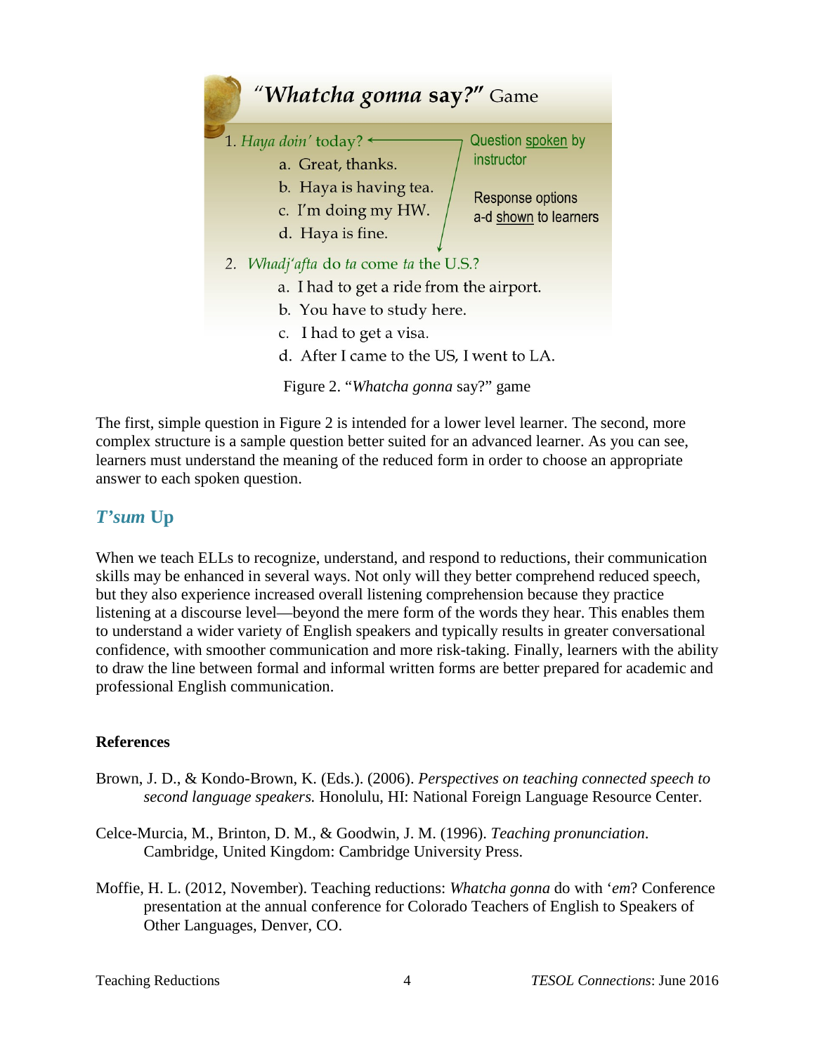### "*Whatcha gonna* say?" Game

1. *Haya doin'* today?
   a. Great, thanks.
   b. Haya is having tea.
   c. I'm doing my HW.
   d. Haya is fine.

Question spoken by instructor

Response options a-d shown to learners

2. *Whadj'afta* do *ta* come *ta* the U.S.?
   a. I had to get a ride from the airport.
   b. You have to study here.
   c. I had to get a visa.
   d. After I came to the US, I went to LA.

Figure 2. "*Whatcha gonna* say?" game

The first, simple question in Figure 2 is intended for a lower level learner. The second, more complex structure is a sample question better suited for an advanced learner. As you can see, learners must understand the meaning of the reduced form in order to choose an appropriate answer to each spoken question.

## *T'sum* Up

When we teach ELLs to recognize, understand, and respond to reductions, their communication skills may be enhanced in several ways. Not only will they better comprehend reduced speech, but they also experience increased overall listening comprehension because they practice listening at a discourse level—beyond the mere form of the words they hear. This enables them to understand a wider variety of English speakers and typically results in greater conversational confidence, with smoother communication and more risk-taking. Finally, learners with the ability to draw the line between formal and informal written forms are better prepared for academic and professional English communication.

**References**

Brown, J. D., & Kondo-Brown, K. (Eds.). (2006). *Perspectives on teaching connected speech to second language speakers.* Honolulu, HI: National Foreign Language Resource Center.

Celce-Murcia, M., Brinton, D. M., & Goodwin, J. M. (1996). *Teaching pronunciation*. Cambridge, United Kingdom: Cambridge University Press.

Moffie, H. L. (2012, November). Teaching reductions: *Whatcha gonna* do with '*em*? Conference presentation at the annual conference for Colorado Teachers of English to Speakers of Other Languages, Denver, CO.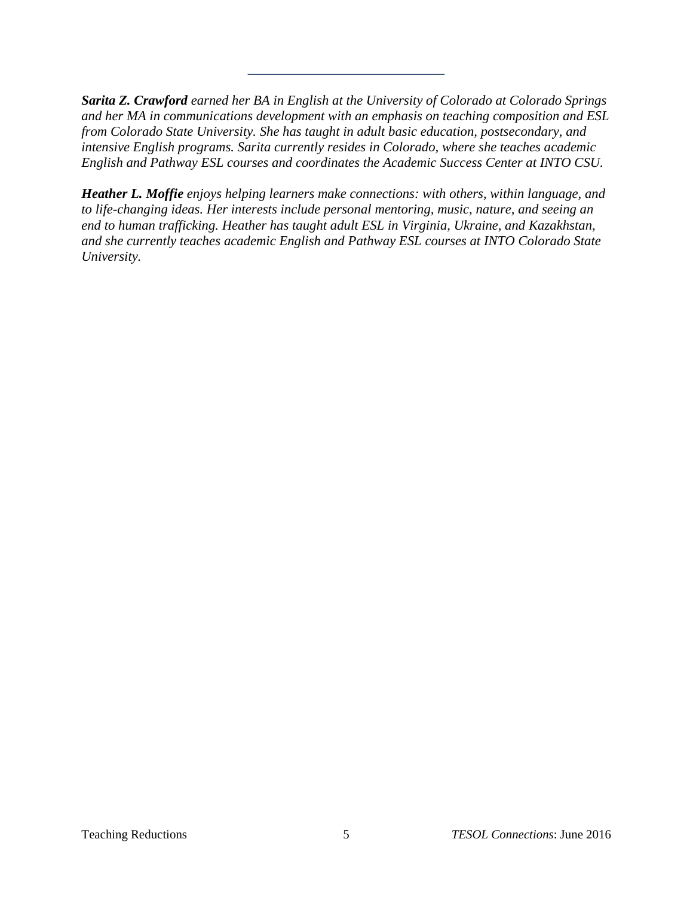---

***Sarita Z. Crawford** earned her BA in English at the University of Colorado at Colorado Springs and her MA in communications development with an emphasis on teaching composition and ESL from Colorado State University. She has taught in adult basic education, postsecondary, and intensive English programs. Sarita currently resides in Colorado, where she teaches academic English and Pathway ESL courses and coordinates the Academic Success Center at INTO CSU.*

***Heather L. Moffie** enjoys helping learners make connections: with others, within language, and to life-changing ideas. Her interests include personal mentoring, music, nature, and seeing an end to human trafficking. Heather has taught adult ESL in Virginia, Ukraine, and Kazakhstan, and she currently teaches academic English and Pathway ESL courses at INTO Colorado State University.*